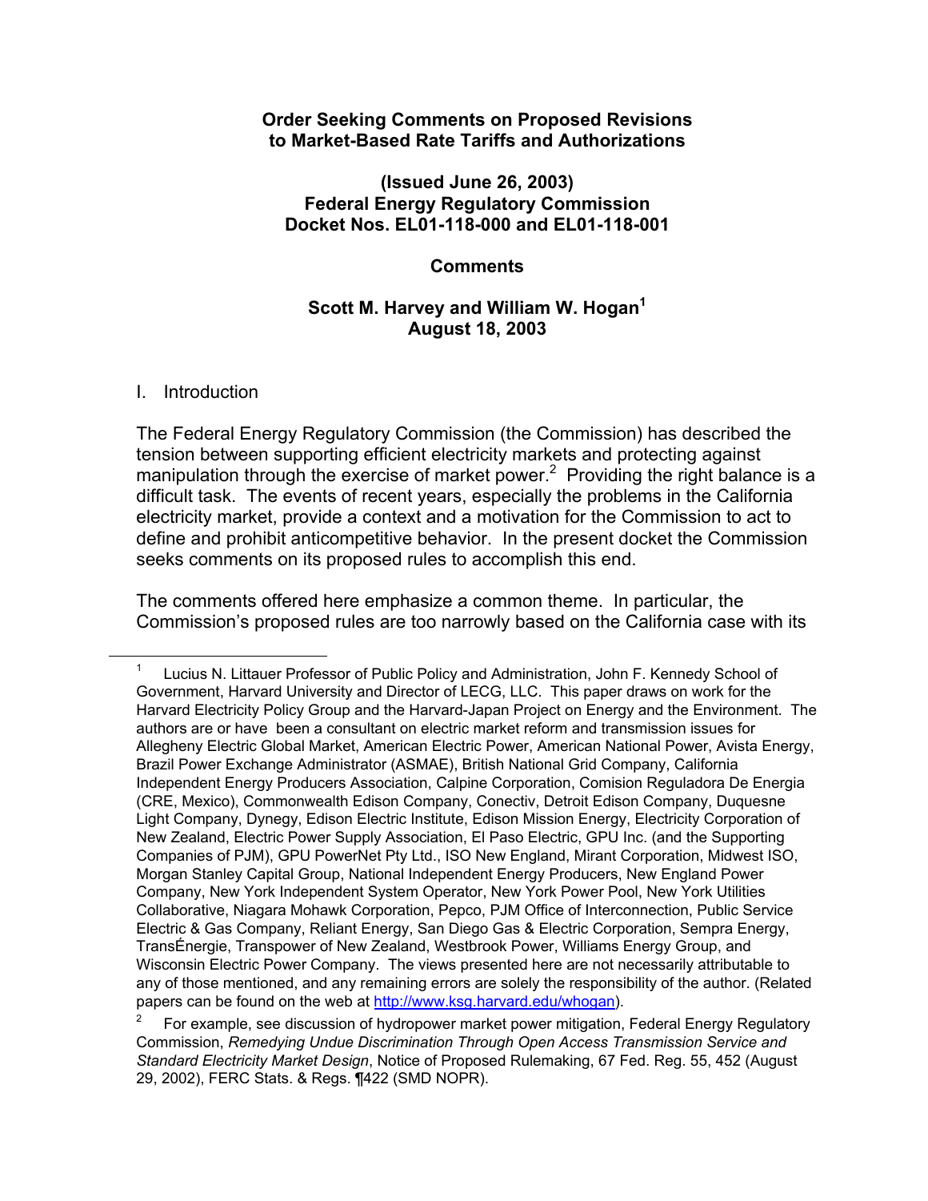**Order Seeking Comments on Proposed Revisions to Market-Based Rate Tariffs and Authorizations**

**(Issued June 26, 2003)**
**Federal Energy Regulatory Commission**
**Docket Nos. EL01-118-000 and EL01-118-001**

**Comments**

**Scott M. Harvey and William W. Hogan[1]**
**August 18, 2003**

## I. Introduction

The Federal Energy Regulatory Commission (the Commission) has described the tension between supporting efficient electricity markets and protecting against manipulation through the exercise of market power.[2] Providing the right balance is a difficult task. The events of recent years, especially the problems in the California electricity market, provide a context and a motivation for the Commission to act to define and prohibit anticompetitive behavior. In the present docket the Commission seeks comments on its proposed rules to accomplish this end.

The comments offered here emphasize a common theme. In particular, the Commission's proposed rules are too narrowly based on the California case with its

---

[1] Lucius N. Littauer Professor of Public Policy and Administration, John F. Kennedy School of Government, Harvard University and Director of LECG, LLC. This paper draws on work for the Harvard Electricity Policy Group and the Harvard-Japan Project on Energy and the Environment. The authors are or have been a consultant on electric market reform and transmission issues for Allegheny Electric Global Market, American Electric Power, American National Power, Avista Energy, Brazil Power Exchange Administrator (ASMAE), British National Grid Company, California Independent Energy Producers Association, Calpine Corporation, Comision Reguladora De Energia (CRE, Mexico), Commonwealth Edison Company, Conectiv, Detroit Edison Company, Duquesne Light Company, Dynegy, Edison Electric Institute, Edison Mission Energy, Electricity Corporation of New Zealand, Electric Power Supply Association, El Paso Electric, GPU Inc. (and the Supporting Companies of PJM), GPU PowerNet Pty Ltd., ISO New England, Mirant Corporation, Midwest ISO, Morgan Stanley Capital Group, National Independent Energy Producers, New England Power Company, New York Independent System Operator, New York Power Pool, New York Utilities Collaborative, Niagara Mohawk Corporation, Pepco, PJM Office of Interconnection, Public Service Electric & Gas Company, Reliant Energy, San Diego Gas & Electric Corporation, Sempra Energy, TransÉnergie, Transpower of New Zealand, Westbrook Power, Williams Energy Group, and Wisconsin Electric Power Company. The views presented here are not necessarily attributable to any of those mentioned, and any remaining errors are solely the responsibility of the author. (Related papers can be found on the web at http://www.ksg.harvard.edu/whogan).

[2] For example, see discussion of hydropower market power mitigation, Federal Energy Regulatory Commission, *Remedying Undue Discrimination Through Open Access Transmission Service and Standard Electricity Market Design*, Notice of Proposed Rulemaking, 67 Fed. Reg. 55, 452 (August 29, 2002), FERC Stats. & Regs. ¶422 (SMD NOPR).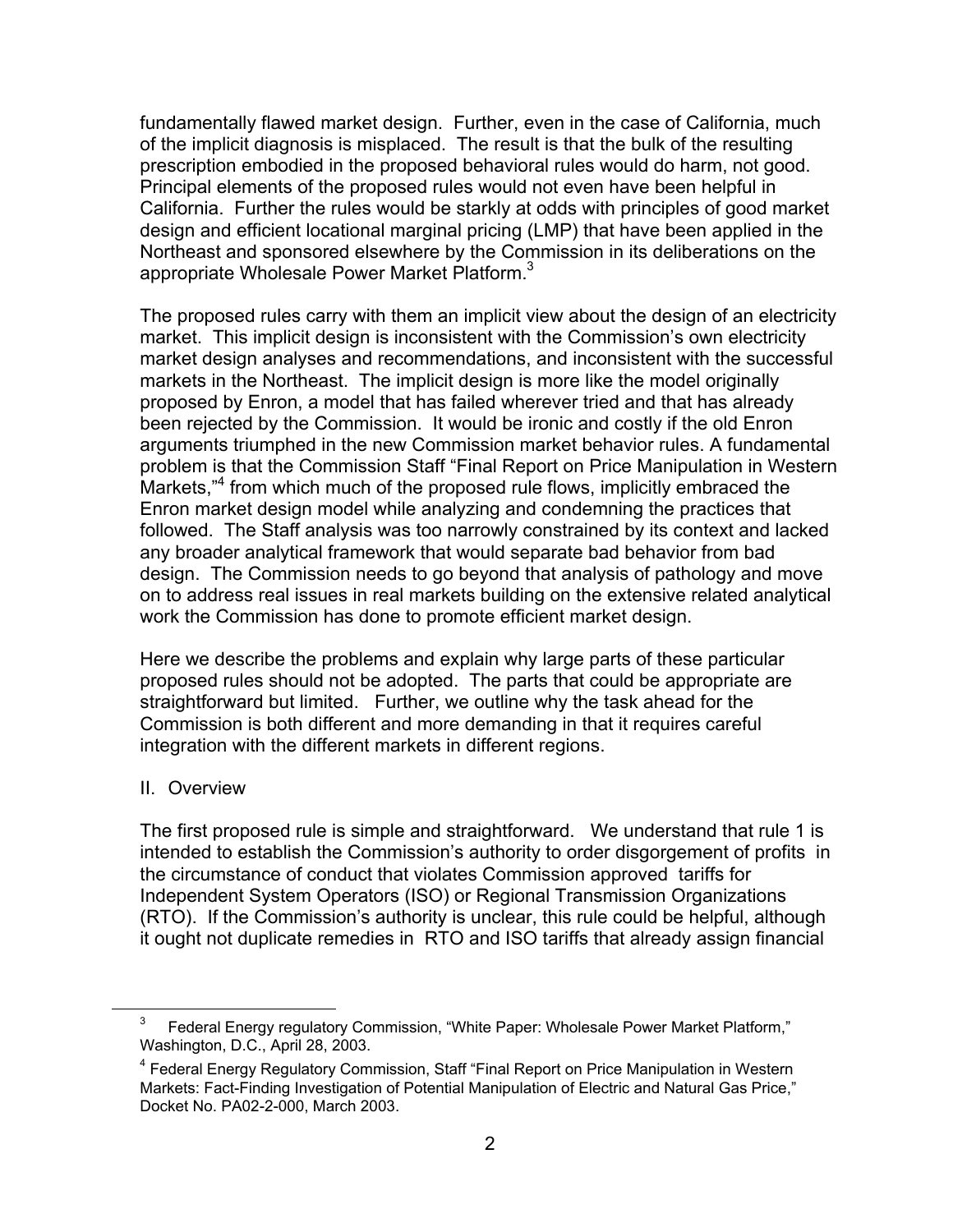fundamentally flawed market design. Further, even in the case of California, much of the implicit diagnosis is misplaced. The result is that the bulk of the resulting prescription embodied in the proposed behavioral rules would do harm, not good. Principal elements of the proposed rules would not even have been helpful in California. Further the rules would be starkly at odds with principles of good market design and efficient locational marginal pricing (LMP) that have been applied in the Northeast and sponsored elsewhere by the Commission in its deliberations on the appropriate Wholesale Power Market Platform.[3]

The proposed rules carry with them an implicit view about the design of an electricity market. This implicit design is inconsistent with the Commission's own electricity market design analyses and recommendations, and inconsistent with the successful markets in the Northeast. The implicit design is more like the model originally proposed by Enron, a model that has failed wherever tried and that has already been rejected by the Commission. It would be ironic and costly if the old Enron arguments triumphed in the new Commission market behavior rules. A fundamental problem is that the Commission Staff "Final Report on Price Manipulation in Western Markets,"[4] from which much of the proposed rule flows, implicitly embraced the Enron market design model while analyzing and condemning the practices that followed. The Staff analysis was too narrowly constrained by its context and lacked any broader analytical framework that would separate bad behavior from bad design. The Commission needs to go beyond that analysis of pathology and move on to address real issues in real markets building on the extensive related analytical work the Commission has done to promote efficient market design.

Here we describe the problems and explain why large parts of these particular proposed rules should not be adopted. The parts that could be appropriate are straightforward but limited. Further, we outline why the task ahead for the Commission is both different and more demanding in that it requires careful integration with the different markets in different regions.

## II. Overview

The first proposed rule is simple and straightforward. We understand that rule 1 is intended to establish the Commission's authority to order disgorgement of profits in the circumstance of conduct that violates Commission approved tariffs for Independent System Operators (ISO) or Regional Transmission Organizations (RTO). If the Commission's authority is unclear, this rule could be helpful, although it ought not duplicate remedies in RTO and ISO tariffs that already assign financial

---

[3] Federal Energy regulatory Commission, "White Paper: Wholesale Power Market Platform," Washington, D.C., April 28, 2003.

[4] Federal Energy Regulatory Commission, Staff "Final Report on Price Manipulation in Western Markets: Fact-Finding Investigation of Potential Manipulation of Electric and Natural Gas Price," Docket No. PA02-2-000, March 2003.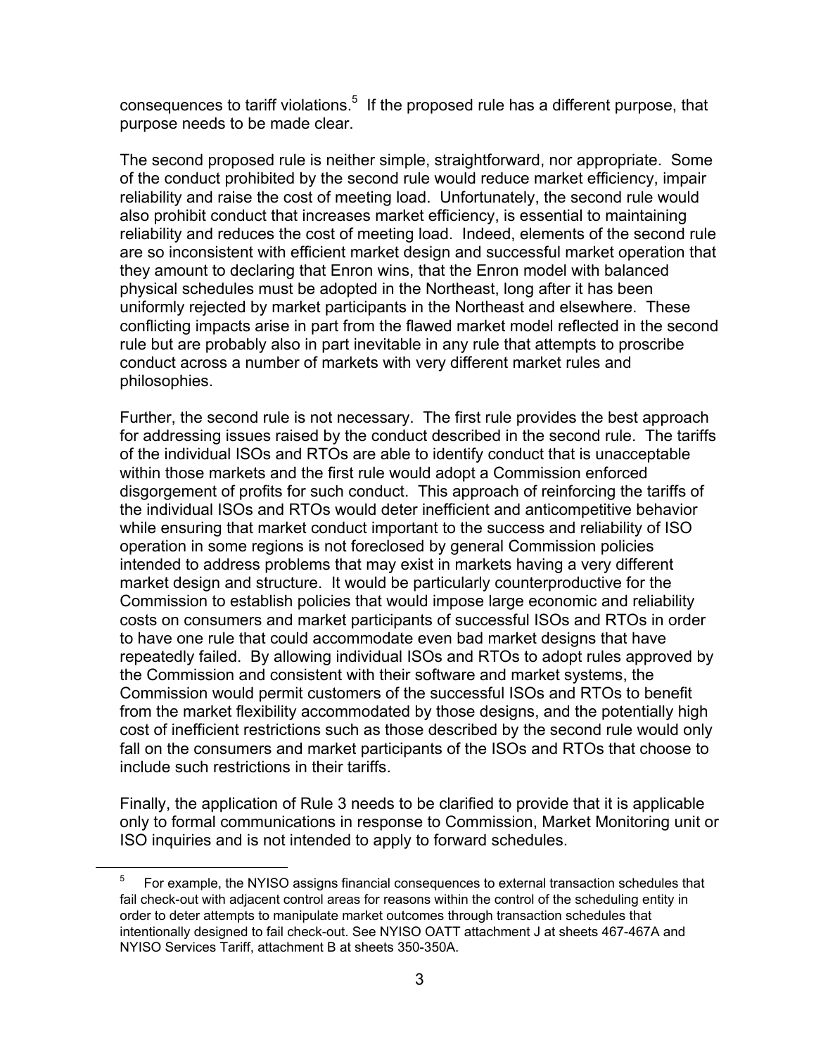consequences to tariff violations.[5] If the proposed rule has a different purpose, that purpose needs to be made clear.

The second proposed rule is neither simple, straightforward, nor appropriate. Some of the conduct prohibited by the second rule would reduce market efficiency, impair reliability and raise the cost of meeting load. Unfortunately, the second rule would also prohibit conduct that increases market efficiency, is essential to maintaining reliability and reduces the cost of meeting load. Indeed, elements of the second rule are so inconsistent with efficient market design and successful market operation that they amount to declaring that Enron wins, that the Enron model with balanced physical schedules must be adopted in the Northeast, long after it has been uniformly rejected by market participants in the Northeast and elsewhere. These conflicting impacts arise in part from the flawed market model reflected in the second rule but are probably also in part inevitable in any rule that attempts to proscribe conduct across a number of markets with very different market rules and philosophies.

Further, the second rule is not necessary. The first rule provides the best approach for addressing issues raised by the conduct described in the second rule. The tariffs of the individual ISOs and RTOs are able to identify conduct that is unacceptable within those markets and the first rule would adopt a Commission enforced disgorgement of profits for such conduct. This approach of reinforcing the tariffs of the individual ISOs and RTOs would deter inefficient and anticompetitive behavior while ensuring that market conduct important to the success and reliability of ISO operation in some regions is not foreclosed by general Commission policies intended to address problems that may exist in markets having a very different market design and structure. It would be particularly counterproductive for the Commission to establish policies that would impose large economic and reliability costs on consumers and market participants of successful ISOs and RTOs in order to have one rule that could accommodate even bad market designs that have repeatedly failed. By allowing individual ISOs and RTOs to adopt rules approved by the Commission and consistent with their software and market systems, the Commission would permit customers of the successful ISOs and RTOs to benefit from the market flexibility accommodated by those designs, and the potentially high cost of inefficient restrictions such as those described by the second rule would only fall on the consumers and market participants of the ISOs and RTOs that choose to include such restrictions in their tariffs.

Finally, the application of Rule 3 needs to be clarified to provide that it is applicable only to formal communications in response to Commission, Market Monitoring unit or ISO inquiries and is not intended to apply to forward schedules.

---

[5] For example, the NYISO assigns financial consequences to external transaction schedules that fail check-out with adjacent control areas for reasons within the control of the scheduling entity in order to deter attempts to manipulate market outcomes through transaction schedules that intentionally designed to fail check-out. See NYISO OATT attachment J at sheets 467-467A and NYISO Services Tariff, attachment B at sheets 350-350A.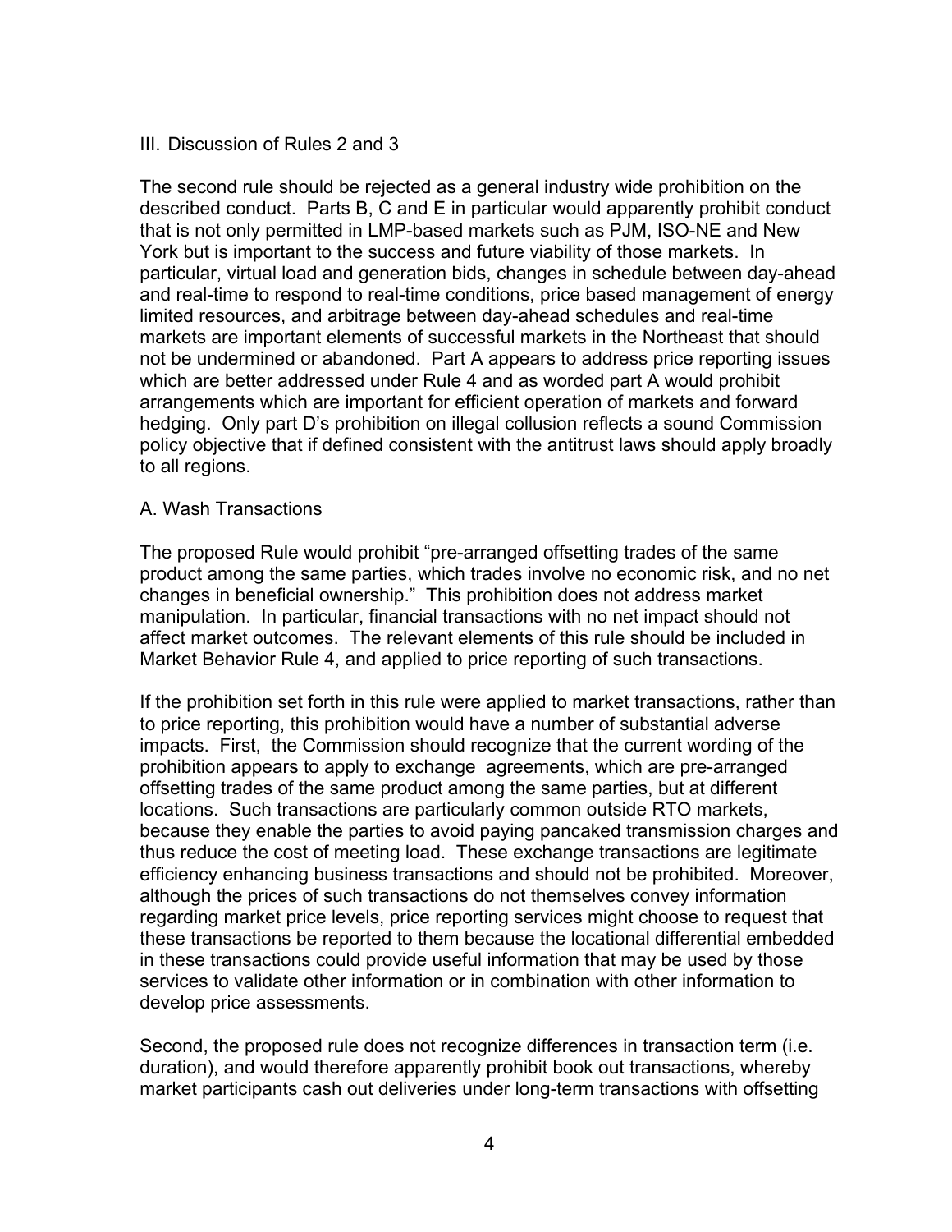## III. Discussion of Rules 2 and 3

The second rule should be rejected as a general industry wide prohibition on the described conduct. Parts B, C and E in particular would apparently prohibit conduct that is not only permitted in LMP-based markets such as PJM, ISO-NE and New York but is important to the success and future viability of those markets. In particular, virtual load and generation bids, changes in schedule between day-ahead and real-time to respond to real-time conditions, price based management of energy limited resources, and arbitrage between day-ahead schedules and real-time markets are important elements of successful markets in the Northeast that should not be undermined or abandoned. Part A appears to address price reporting issues which are better addressed under Rule 4 and as worded part A would prohibit arrangements which are important for efficient operation of markets and forward hedging. Only part D's prohibition on illegal collusion reflects a sound Commission policy objective that if defined consistent with the antitrust laws should apply broadly to all regions.

### A. Wash Transactions

The proposed Rule would prohibit "pre-arranged offsetting trades of the same product among the same parties, which trades involve no economic risk, and no net changes in beneficial ownership." This prohibition does not address market manipulation. In particular, financial transactions with no net impact should not affect market outcomes. The relevant elements of this rule should be included in Market Behavior Rule 4, and applied to price reporting of such transactions.

If the prohibition set forth in this rule were applied to market transactions, rather than to price reporting, this prohibition would have a number of substantial adverse impacts. First, the Commission should recognize that the current wording of the prohibition appears to apply to exchange agreements, which are pre-arranged offsetting trades of the same product among the same parties, but at different locations. Such transactions are particularly common outside RTO markets, because they enable the parties to avoid paying pancaked transmission charges and thus reduce the cost of meeting load. These exchange transactions are legitimate efficiency enhancing business transactions and should not be prohibited. Moreover, although the prices of such transactions do not themselves convey information regarding market price levels, price reporting services might choose to request that these transactions be reported to them because the locational differential embedded in these transactions could provide useful information that may be used by those services to validate other information or in combination with other information to develop price assessments.

Second, the proposed rule does not recognize differences in transaction term (i.e. duration), and would therefore apparently prohibit book out transactions, whereby market participants cash out deliveries under long-term transactions with offsetting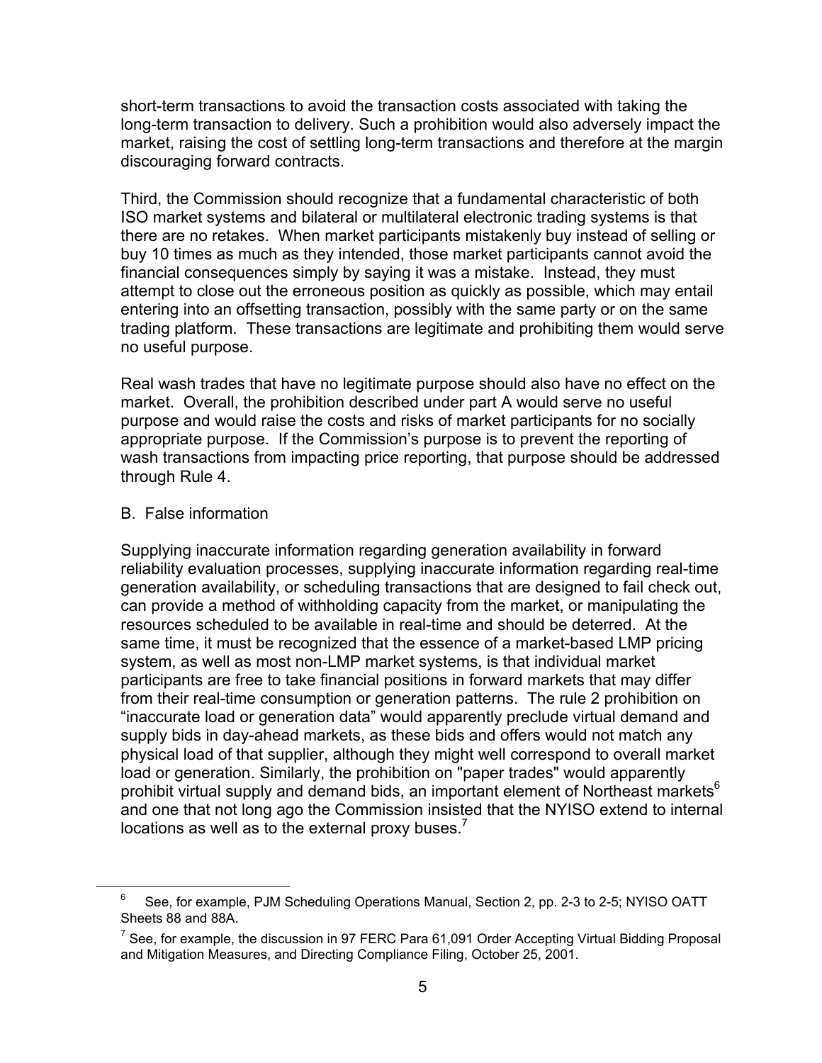short-term transactions to avoid the transaction costs associated with taking the long-term transaction to delivery. Such a prohibition would also adversely impact the market, raising the cost of settling long-term transactions and therefore at the margin discouraging forward contracts.

Third, the Commission should recognize that a fundamental characteristic of both ISO market systems and bilateral or multilateral electronic trading systems is that there are no retakes. When market participants mistakenly buy instead of selling or buy 10 times as much as they intended, those market participants cannot avoid the financial consequences simply by saying it was a mistake. Instead, they must attempt to close out the erroneous position as quickly as possible, which may entail entering into an offsetting transaction, possibly with the same party or on the same trading platform. These transactions are legitimate and prohibiting them would serve no useful purpose.

Real wash trades that have no legitimate purpose should also have no effect on the market. Overall, the prohibition described under part A would serve no useful purpose and would raise the costs and risks of market participants for no socially appropriate purpose. If the Commission's purpose is to prevent the reporting of wash transactions from impacting price reporting, that purpose should be addressed through Rule 4.

B. False information

Supplying inaccurate information regarding generation availability in forward reliability evaluation processes, supplying inaccurate information regarding real-time generation availability, or scheduling transactions that are designed to fail check out, can provide a method of withholding capacity from the market, or manipulating the resources scheduled to be available in real-time and should be deterred. At the same time, it must be recognized that the essence of a market-based LMP pricing system, as well as most non-LMP market systems, is that individual market participants are free to take financial positions in forward markets that may differ from their real-time consumption or generation patterns. The rule 2 prohibition on "inaccurate load or generation data" would apparently preclude virtual demand and supply bids in day-ahead markets, as these bids and offers would not match any physical load of that supplier, although they might well correspond to overall market load or generation. Similarly, the prohibition on "paper trades" would apparently prohibit virtual supply and demand bids, an important element of Northeast markets[6] and one that not long ago the Commission insisted that the NYISO extend to internal locations as well as to the external proxy buses.[7]

---

[6] See, for example, PJM Scheduling Operations Manual, Section 2, pp. 2-3 to 2-5; NYISO OATT Sheets 88 and 88A.

[7] See, for example, the discussion in 97 FERC Para 61,091 Order Accepting Virtual Bidding Proposal and Mitigation Measures, and Directing Compliance Filing, October 25, 2001.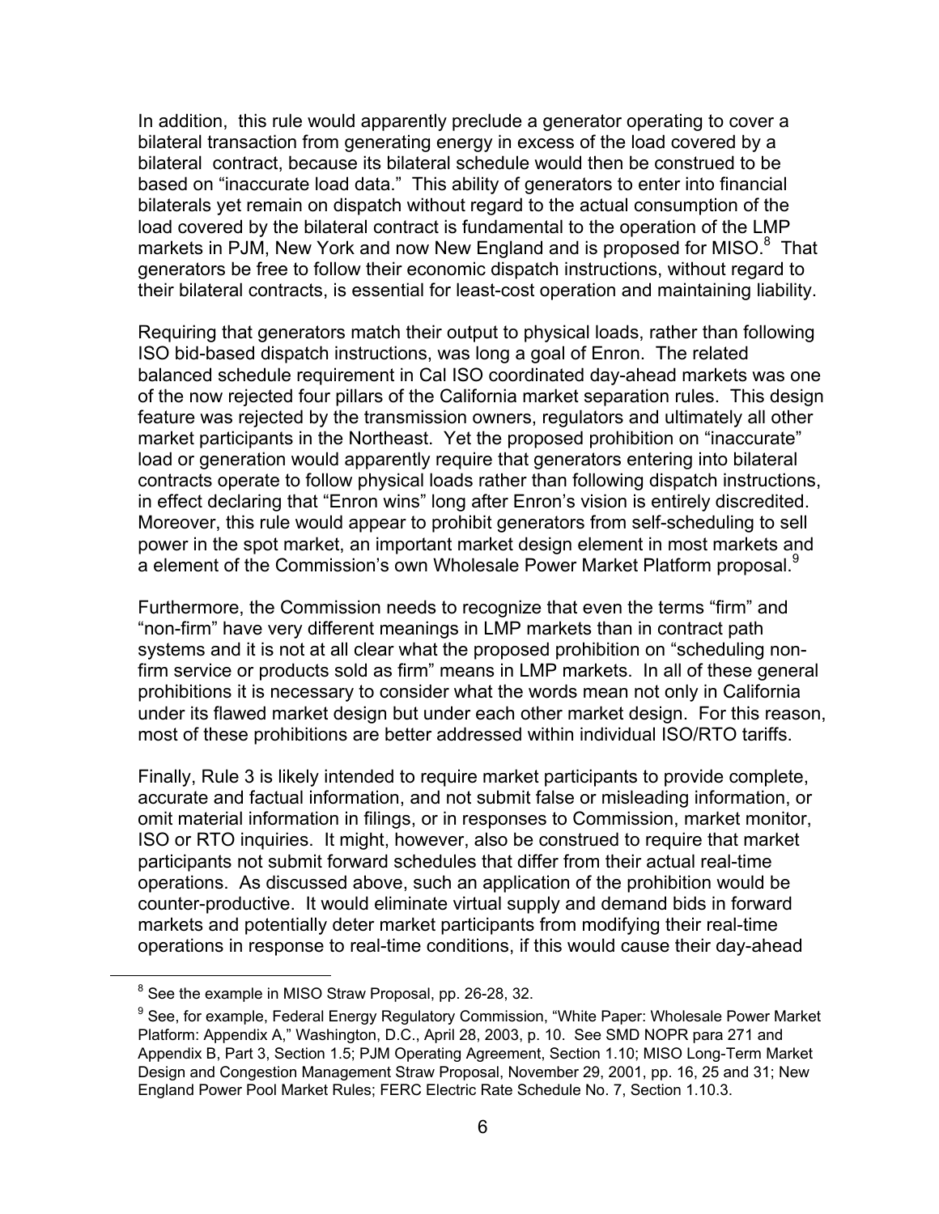In addition, this rule would apparently preclude a generator operating to cover a bilateral transaction from generating energy in excess of the load covered by a bilateral contract, because its bilateral schedule would then be construed to be based on "inaccurate load data." This ability of generators to enter into financial bilaterals yet remain on dispatch without regard to the actual consumption of the load covered by the bilateral contract is fundamental to the operation of the LMP markets in PJM, New York and now New England and is proposed for MISO.[8] That generators be free to follow their economic dispatch instructions, without regard to their bilateral contracts, is essential for least-cost operation and maintaining liability.

Requiring that generators match their output to physical loads, rather than following ISO bid-based dispatch instructions, was long a goal of Enron. The related balanced schedule requirement in Cal ISO coordinated day-ahead markets was one of the now rejected four pillars of the California market separation rules. This design feature was rejected by the transmission owners, regulators and ultimately all other market participants in the Northeast. Yet the proposed prohibition on "inaccurate" load or generation would apparently require that generators entering into bilateral contracts operate to follow physical loads rather than following dispatch instructions, in effect declaring that "Enron wins" long after Enron's vision is entirely discredited. Moreover, this rule would appear to prohibit generators from self-scheduling to sell power in the spot market, an important market design element in most markets and a element of the Commission's own Wholesale Power Market Platform proposal.[9]

Furthermore, the Commission needs to recognize that even the terms "firm" and "non-firm" have very different meanings in LMP markets than in contract path systems and it is not at all clear what the proposed prohibition on "scheduling non-firm service or products sold as firm" means in LMP markets. In all of these general prohibitions it is necessary to consider what the words mean not only in California under its flawed market design but under each other market design. For this reason, most of these prohibitions are better addressed within individual ISO/RTO tariffs.

Finally, Rule 3 is likely intended to require market participants to provide complete, accurate and factual information, and not submit false or misleading information, or omit material information in filings, or in responses to Commission, market monitor, ISO or RTO inquiries. It might, however, also be construed to require that market participants not submit forward schedules that differ from their actual real-time operations. As discussed above, such an application of the prohibition would be counter-productive. It would eliminate virtual supply and demand bids in forward markets and potentially deter market participants from modifying their real-time operations in response to real-time conditions, if this would cause their day-ahead

---

[8] See the example in MISO Straw Proposal, pp. 26-28, 32.

[9] See, for example, Federal Energy Regulatory Commission, "White Paper: Wholesale Power Market Platform: Appendix A," Washington, D.C., April 28, 2003, p. 10. See SMD NOPR para 271 and Appendix B, Part 3, Section 1.5; PJM Operating Agreement, Section 1.10; MISO Long-Term Market Design and Congestion Management Straw Proposal, November 29, 2001, pp. 16, 25 and 31; New England Power Pool Market Rules; FERC Electric Rate Schedule No. 7, Section 1.10.3.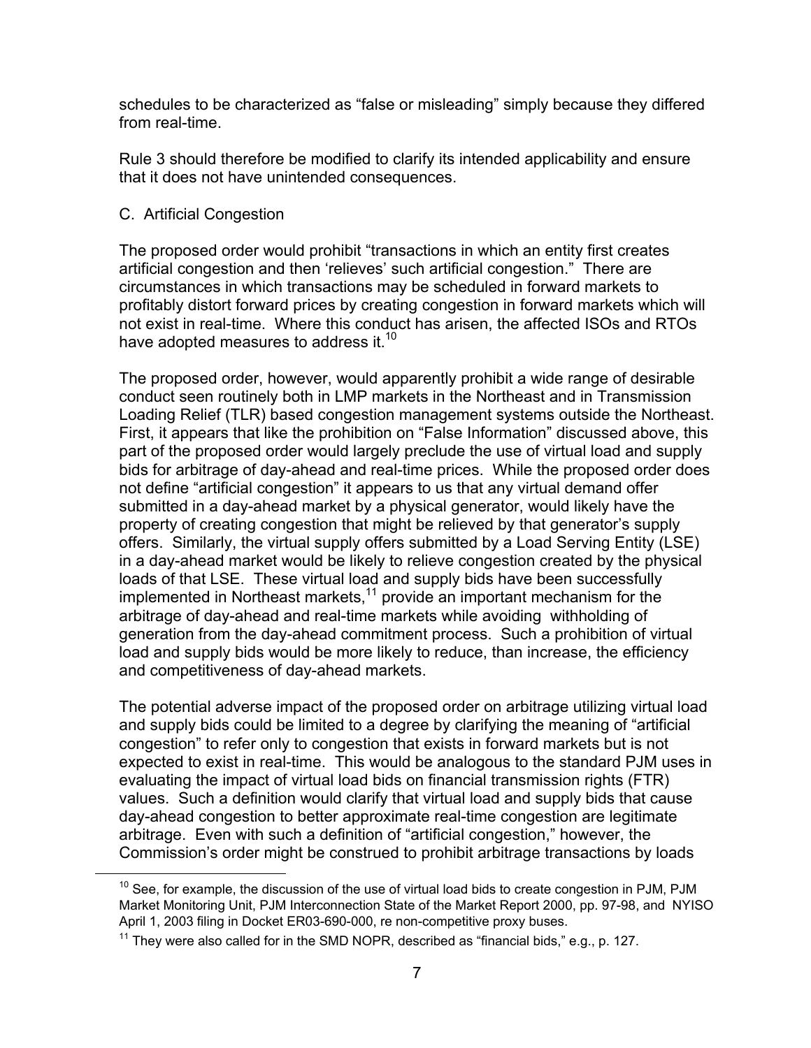schedules to be characterized as “false or misleading” simply because they differed from real-time.

Rule 3 should therefore be modified to clarify its intended applicability and ensure that it does not have unintended consequences.

C. Artificial Congestion

The proposed order would prohibit “transactions in which an entity first creates artificial congestion and then ‘relieves’ such artificial congestion.” There are circumstances in which transactions may be scheduled in forward markets to profitably distort forward prices by creating congestion in forward markets which will not exist in real-time. Where this conduct has arisen, the affected ISOs and RTOs have adopted measures to address it.[10]

The proposed order, however, would apparently prohibit a wide range of desirable conduct seen routinely both in LMP markets in the Northeast and in Transmission Loading Relief (TLR) based congestion management systems outside the Northeast. First, it appears that like the prohibition on “False Information” discussed above, this part of the proposed order would largely preclude the use of virtual load and supply bids for arbitrage of day-ahead and real-time prices. While the proposed order does not define “artificial congestion” it appears to us that any virtual demand offer submitted in a day-ahead market by a physical generator, would likely have the property of creating congestion that might be relieved by that generator’s supply offers. Similarly, the virtual supply offers submitted by a Load Serving Entity (LSE) in a day-ahead market would be likely to relieve congestion created by the physical loads of that LSE. These virtual load and supply bids have been successfully implemented in Northeast markets,[11] provide an important mechanism for the arbitrage of day-ahead and real-time markets while avoiding withholding of generation from the day-ahead commitment process. Such a prohibition of virtual load and supply bids would be more likely to reduce, than increase, the efficiency and competitiveness of day-ahead markets.

The potential adverse impact of the proposed order on arbitrage utilizing virtual load and supply bids could be limited to a degree by clarifying the meaning of “artificial congestion” to refer only to congestion that exists in forward markets but is not expected to exist in real-time. This would be analogous to the standard PJM uses in evaluating the impact of virtual load bids on financial transmission rights (FTR) values. Such a definition would clarify that virtual load and supply bids that cause day-ahead congestion to better approximate real-time congestion are legitimate arbitrage. Even with such a definition of “artificial congestion,” however, the Commission’s order might be construed to prohibit arbitrage transactions by loads

[10] See, for example, the discussion of the use of virtual load bids to create congestion in PJM, PJM Market Monitoring Unit, PJM Interconnection State of the Market Report 2000, pp. 97-98, and NYISO April 1, 2003 filing in Docket ER03-690-000, re non-competitive proxy buses.

[11] They were also called for in the SMD NOPR, described as “financial bids,” e.g., p. 127.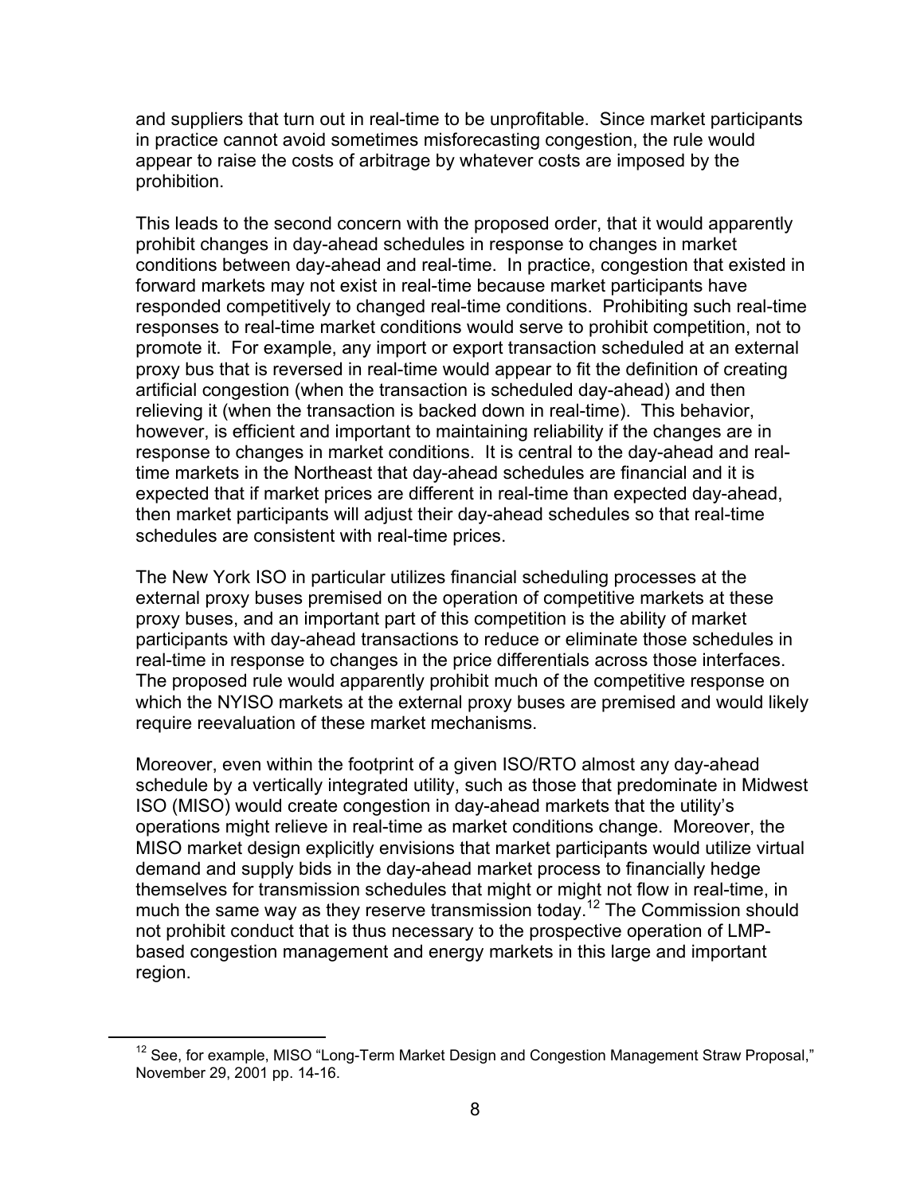and suppliers that turn out in real-time to be unprofitable. Since market participants in practice cannot avoid sometimes misforecasting congestion, the rule would appear to raise the costs of arbitrage by whatever costs are imposed by the prohibition.

This leads to the second concern with the proposed order, that it would apparently prohibit changes in day-ahead schedules in response to changes in market conditions between day-ahead and real-time. In practice, congestion that existed in forward markets may not exist in real-time because market participants have responded competitively to changed real-time conditions. Prohibiting such real-time responses to real-time market conditions would serve to prohibit competition, not to promote it. For example, any import or export transaction scheduled at an external proxy bus that is reversed in real-time would appear to fit the definition of creating artificial congestion (when the transaction is scheduled day-ahead) and then relieving it (when the transaction is backed down in real-time). This behavior, however, is efficient and important to maintaining reliability if the changes are in response to changes in market conditions. It is central to the day-ahead and real-time markets in the Northeast that day-ahead schedules are financial and it is expected that if market prices are different in real-time than expected day-ahead, then market participants will adjust their day-ahead schedules so that real-time schedules are consistent with real-time prices.

The New York ISO in particular utilizes financial scheduling processes at the external proxy buses premised on the operation of competitive markets at these proxy buses, and an important part of this competition is the ability of market participants with day-ahead transactions to reduce or eliminate those schedules in real-time in response to changes in the price differentials across those interfaces. The proposed rule would apparently prohibit much of the competitive response on which the NYISO markets at the external proxy buses are premised and would likely require reevaluation of these market mechanisms.

Moreover, even within the footprint of a given ISO/RTO almost any day-ahead schedule by a vertically integrated utility, such as those that predominate in Midwest ISO (MISO) would create congestion in day-ahead markets that the utility's operations might relieve in real-time as market conditions change. Moreover, the MISO market design explicitly envisions that market participants would utilize virtual demand and supply bids in the day-ahead market process to financially hedge themselves for transmission schedules that might or might not flow in real-time, in much the same way as they reserve transmission today.[12] The Commission should not prohibit conduct that is thus necessary to the prospective operation of LMP-based congestion management and energy markets in this large and important region.

---

[12] See, for example, MISO "Long-Term Market Design and Congestion Management Straw Proposal," November 29, 2001 pp. 14-16.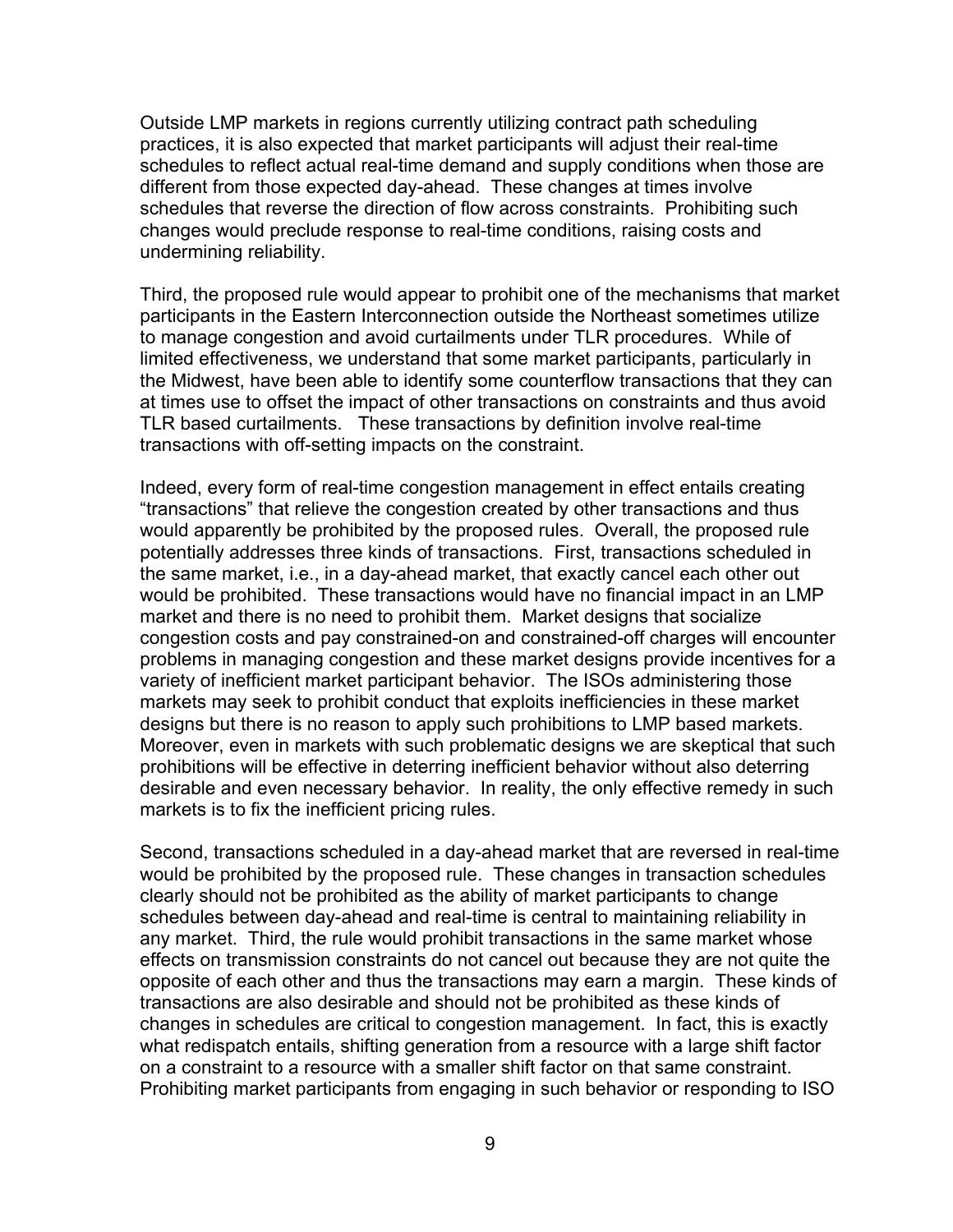Outside LMP markets in regions currently utilizing contract path scheduling practices, it is also expected that market participants will adjust their real-time schedules to reflect actual real-time demand and supply conditions when those are different from those expected day-ahead. These changes at times involve schedules that reverse the direction of flow across constraints. Prohibiting such changes would preclude response to real-time conditions, raising costs and undermining reliability.

Third, the proposed rule would appear to prohibit one of the mechanisms that market participants in the Eastern Interconnection outside the Northeast sometimes utilize to manage congestion and avoid curtailments under TLR procedures. While of limited effectiveness, we understand that some market participants, particularly in the Midwest, have been able to identify some counterflow transactions that they can at times use to offset the impact of other transactions on constraints and thus avoid TLR based curtailments. These transactions by definition involve real-time transactions with off-setting impacts on the constraint.

Indeed, every form of real-time congestion management in effect entails creating "transactions" that relieve the congestion created by other transactions and thus would apparently be prohibited by the proposed rules. Overall, the proposed rule potentially addresses three kinds of transactions. First, transactions scheduled in the same market, i.e., in a day-ahead market, that exactly cancel each other out would be prohibited. These transactions would have no financial impact in an LMP market and there is no need to prohibit them. Market designs that socialize congestion costs and pay constrained-on and constrained-off charges will encounter problems in managing congestion and these market designs provide incentives for a variety of inefficient market participant behavior. The ISOs administering those markets may seek to prohibit conduct that exploits inefficiencies in these market designs but there is no reason to apply such prohibitions to LMP based markets. Moreover, even in markets with such problematic designs we are skeptical that such prohibitions will be effective in deterring inefficient behavior without also deterring desirable and even necessary behavior. In reality, the only effective remedy in such markets is to fix the inefficient pricing rules.

Second, transactions scheduled in a day-ahead market that are reversed in real-time would be prohibited by the proposed rule. These changes in transaction schedules clearly should not be prohibited as the ability of market participants to change schedules between day-ahead and real-time is central to maintaining reliability in any market. Third, the rule would prohibit transactions in the same market whose effects on transmission constraints do not cancel out because they are not quite the opposite of each other and thus the transactions may earn a margin. These kinds of transactions are also desirable and should not be prohibited as these kinds of changes in schedules are critical to congestion management. In fact, this is exactly what redispatch entails, shifting generation from a resource with a large shift factor on a constraint to a resource with a smaller shift factor on that same constraint. Prohibiting market participants from engaging in such behavior or responding to ISO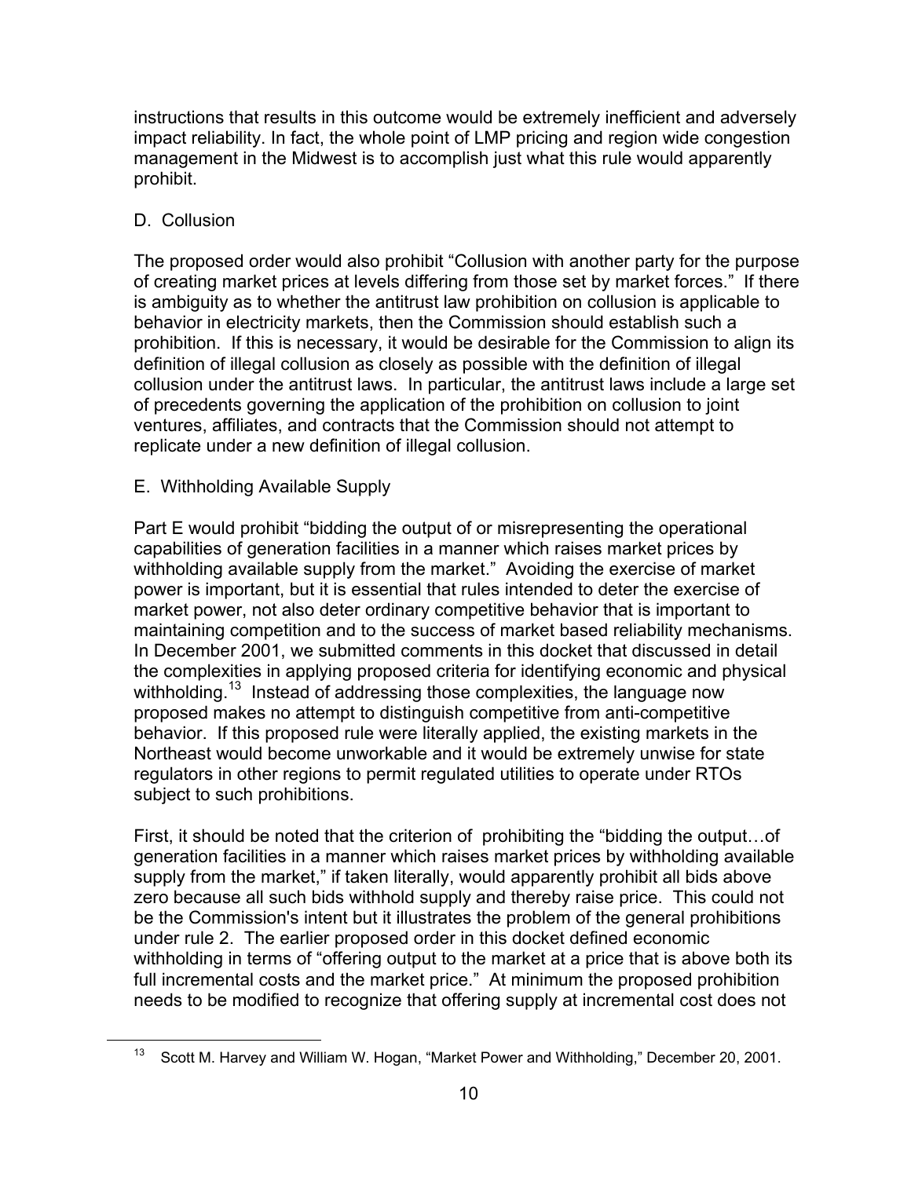instructions that results in this outcome would be extremely inefficient and adversely impact reliability. In fact, the whole point of LMP pricing and region wide congestion management in the Midwest is to accomplish just what this rule would apparently prohibit.

D. Collusion

The proposed order would also prohibit "Collusion with another party for the purpose of creating market prices at levels differing from those set by market forces." If there is ambiguity as to whether the antitrust law prohibition on collusion is applicable to behavior in electricity markets, then the Commission should establish such a prohibition. If this is necessary, it would be desirable for the Commission to align its definition of illegal collusion as closely as possible with the definition of illegal collusion under the antitrust laws. In particular, the antitrust laws include a large set of precedents governing the application of the prohibition on collusion to joint ventures, affiliates, and contracts that the Commission should not attempt to replicate under a new definition of illegal collusion.

E. Withholding Available Supply

Part E would prohibit "bidding the output of or misrepresenting the operational capabilities of generation facilities in a manner which raises market prices by withholding available supply from the market." Avoiding the exercise of market power is important, but it is essential that rules intended to deter the exercise of market power, not also deter ordinary competitive behavior that is important to maintaining competition and to the success of market based reliability mechanisms. In December 2001, we submitted comments in this docket that discussed in detail the complexities in applying proposed criteria for identifying economic and physical withholding.[13] Instead of addressing those complexities, the language now proposed makes no attempt to distinguish competitive from anti-competitive behavior. If this proposed rule were literally applied, the existing markets in the Northeast would become unworkable and it would be extremely unwise for state regulators in other regions to permit regulated utilities to operate under RTOs subject to such prohibitions.

First, it should be noted that the criterion of prohibiting the "bidding the output…of generation facilities in a manner which raises market prices by withholding available supply from the market," if taken literally, would apparently prohibit all bids above zero because all such bids withhold supply and thereby raise price. This could not be the Commission's intent but it illustrates the problem of the general prohibitions under rule 2. The earlier proposed order in this docket defined economic withholding in terms of "offering output to the market at a price that is above both its full incremental costs and the market price." At minimum the proposed prohibition needs to be modified to recognize that offering supply at incremental cost does not

---

[13] Scott M. Harvey and William W. Hogan, "Market Power and Withholding," December 20, 2001.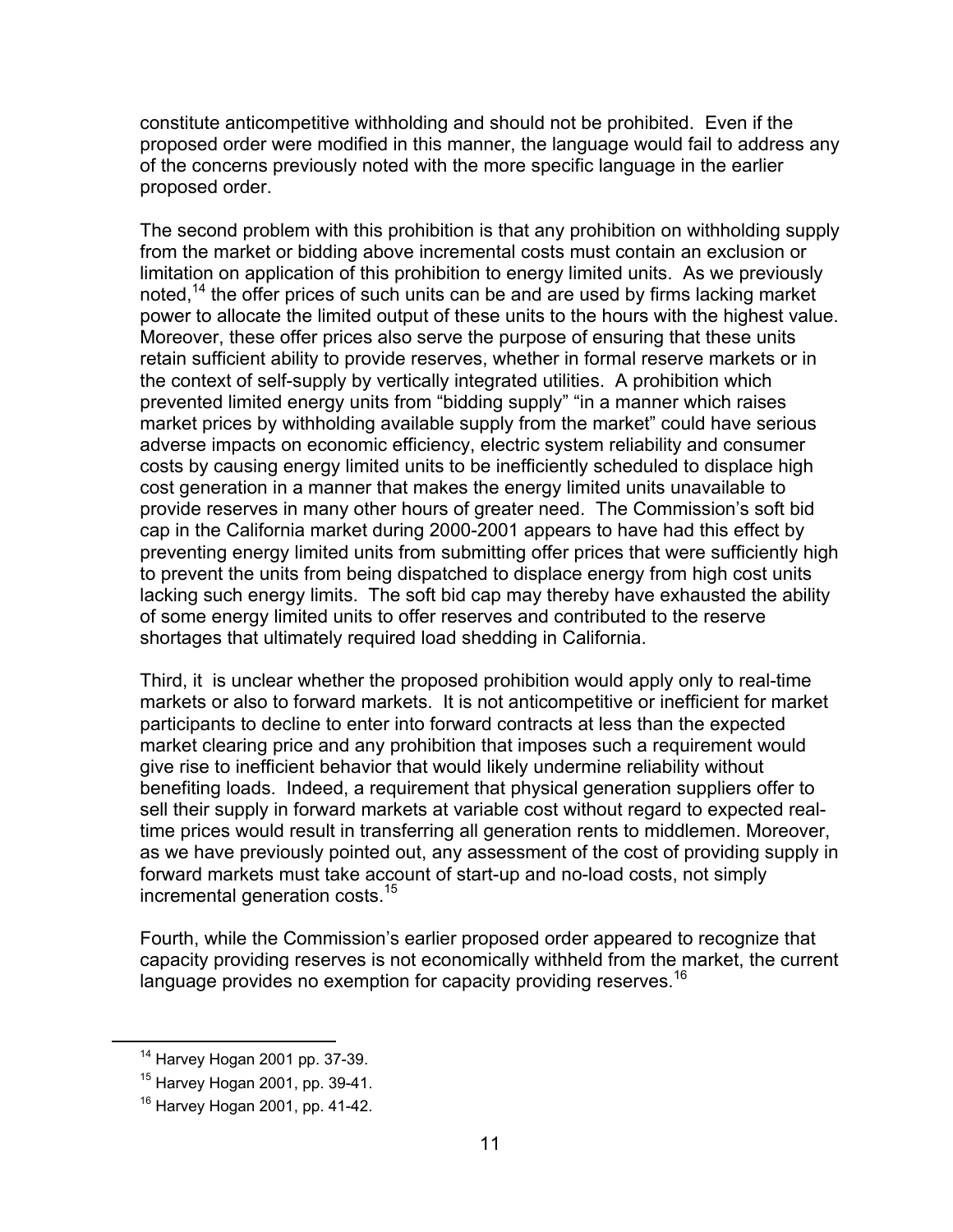constitute anticompetitive withholding and should not be prohibited. Even if the proposed order were modified in this manner, the language would fail to address any of the concerns previously noted with the more specific language in the earlier proposed order.

The second problem with this prohibition is that any prohibition on withholding supply from the market or bidding above incremental costs must contain an exclusion or limitation on application of this prohibition to energy limited units. As we previously noted,[14] the offer prices of such units can be and are used by firms lacking market power to allocate the limited output of these units to the hours with the highest value. Moreover, these offer prices also serve the purpose of ensuring that these units retain sufficient ability to provide reserves, whether in formal reserve markets or in the context of self-supply by vertically integrated utilities. A prohibition which prevented limited energy units from "bidding supply" "in a manner which raises market prices by withholding available supply from the market" could have serious adverse impacts on economic efficiency, electric system reliability and consumer costs by causing energy limited units to be inefficiently scheduled to displace high cost generation in a manner that makes the energy limited units unavailable to provide reserves in many other hours of greater need. The Commission's soft bid cap in the California market during 2000-2001 appears to have had this effect by preventing energy limited units from submitting offer prices that were sufficiently high to prevent the units from being dispatched to displace energy from high cost units lacking such energy limits. The soft bid cap may thereby have exhausted the ability of some energy limited units to offer reserves and contributed to the reserve shortages that ultimately required load shedding in California.

Third, it is unclear whether the proposed prohibition would apply only to real-time markets or also to forward markets. It is not anticompetitive or inefficient for market participants to decline to enter into forward contracts at less than the expected market clearing price and any prohibition that imposes such a requirement would give rise to inefficient behavior that would likely undermine reliability without benefiting loads. Indeed, a requirement that physical generation suppliers offer to sell their supply in forward markets at variable cost without regard to expected real-time prices would result in transferring all generation rents to middlemen. Moreover, as we have previously pointed out, any assessment of the cost of providing supply in forward markets must take account of start-up and no-load costs, not simply incremental generation costs.[15]

Fourth, while the Commission's earlier proposed order appeared to recognize that capacity providing reserves is not economically withheld from the market, the current language provides no exemption for capacity providing reserves.[16]

---

[14] Harvey Hogan 2001 pp. 37-39.

[15] Harvey Hogan 2001, pp. 39-41.

[16] Harvey Hogan 2001, pp. 41-42.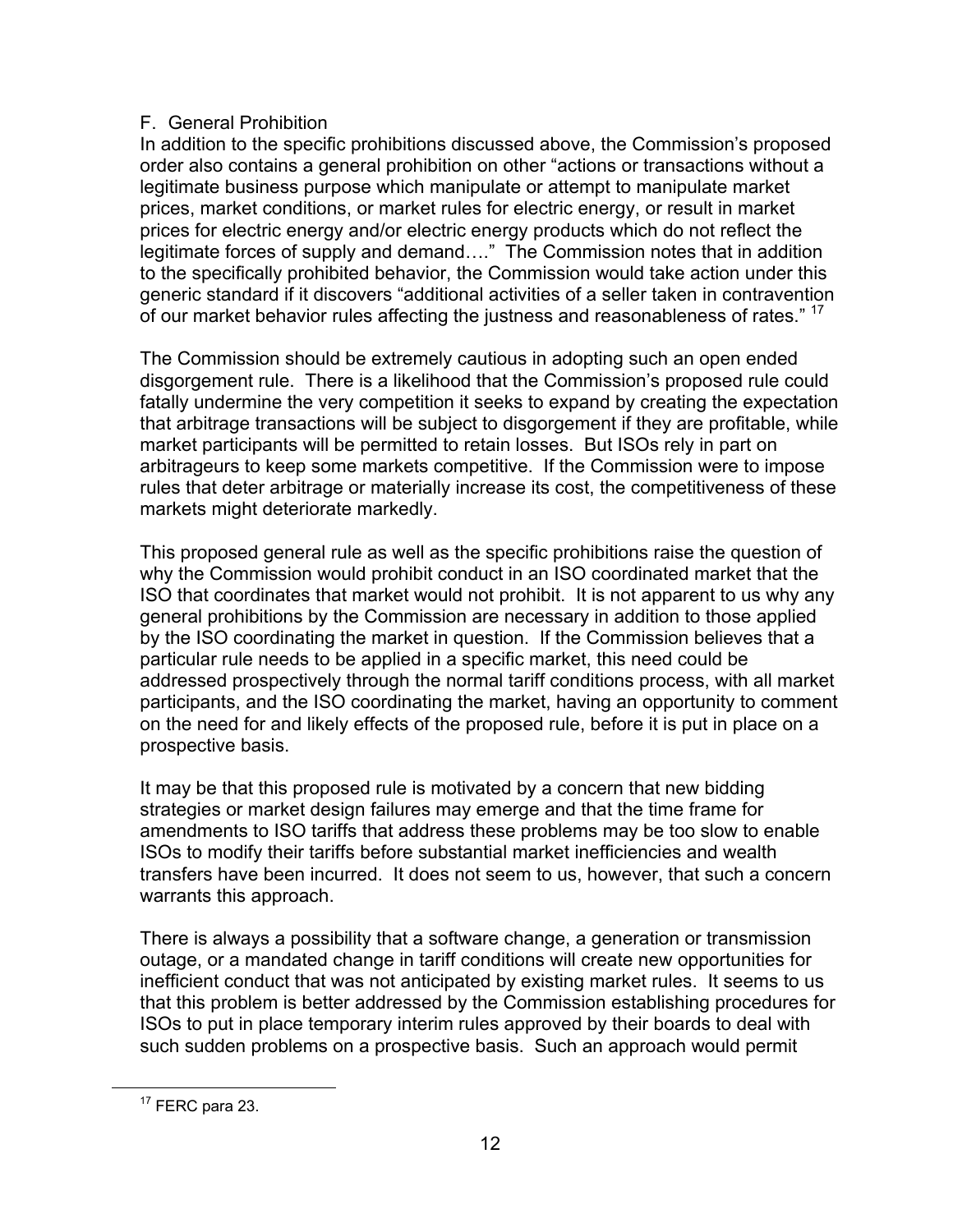## F. General Prohibition

In addition to the specific prohibitions discussed above, the Commission's proposed order also contains a general prohibition on other "actions or transactions without a legitimate business purpose which manipulate or attempt to manipulate market prices, market conditions, or market rules for electric energy, or result in market prices for electric energy and/or electric energy products which do not reflect the legitimate forces of supply and demand…." The Commission notes that in addition to the specifically prohibited behavior, the Commission would take action under this generic standard if it discovers "additional activities of a seller taken in contravention of our market behavior rules affecting the justness and reasonableness of rates." [17]

The Commission should be extremely cautious in adopting such an open ended disgorgement rule. There is a likelihood that the Commission's proposed rule could fatally undermine the very competition it seeks to expand by creating the expectation that arbitrage transactions will be subject to disgorgement if they are profitable, while market participants will be permitted to retain losses. But ISOs rely in part on arbitrageurs to keep some markets competitive. If the Commission were to impose rules that deter arbitrage or materially increase its cost, the competitiveness of these markets might deteriorate markedly.

This proposed general rule as well as the specific prohibitions raise the question of why the Commission would prohibit conduct in an ISO coordinated market that the ISO that coordinates that market would not prohibit. It is not apparent to us why any general prohibitions by the Commission are necessary in addition to those applied by the ISO coordinating the market in question. If the Commission believes that a particular rule needs to be applied in a specific market, this need could be addressed prospectively through the normal tariff conditions process, with all market participants, and the ISO coordinating the market, having an opportunity to comment on the need for and likely effects of the proposed rule, before it is put in place on a prospective basis.

It may be that this proposed rule is motivated by a concern that new bidding strategies or market design failures may emerge and that the time frame for amendments to ISO tariffs that address these problems may be too slow to enable ISOs to modify their tariffs before substantial market inefficiencies and wealth transfers have been incurred. It does not seem to us, however, that such a concern warrants this approach.

There is always a possibility that a software change, a generation or transmission outage, or a mandated change in tariff conditions will create new opportunities for inefficient conduct that was not anticipated by existing market rules. It seems to us that this problem is better addressed by the Commission establishing procedures for ISOs to put in place temporary interim rules approved by their boards to deal with such sudden problems on a prospective basis. Such an approach would permit

[17] FERC para 23.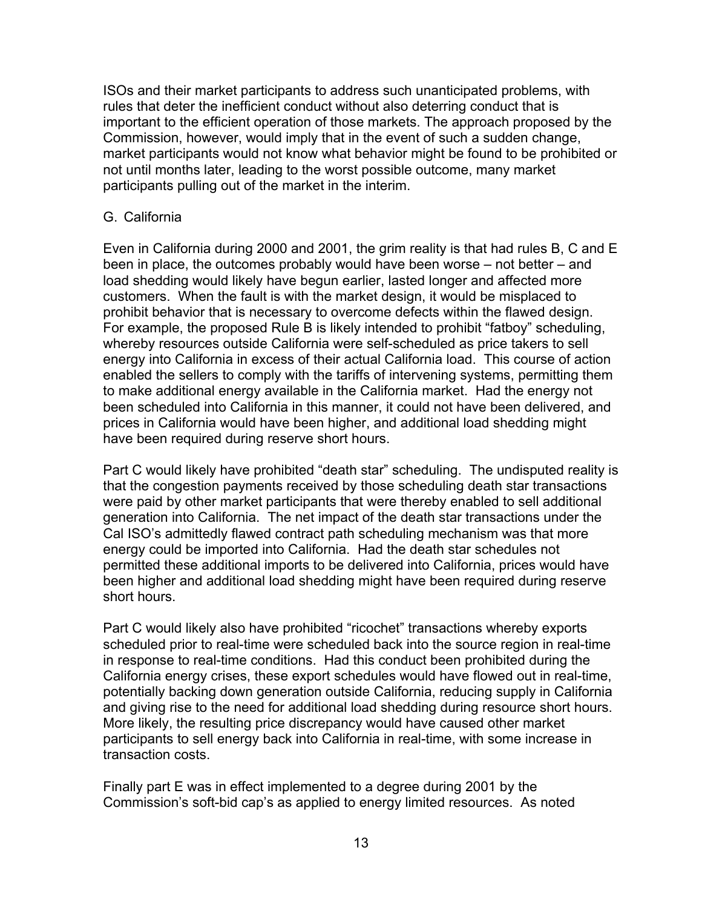ISOs and their market participants to address such unanticipated problems, with rules that deter the inefficient conduct without also deterring conduct that is important to the efficient operation of those markets. The approach proposed by the Commission, however, would imply that in the event of such a sudden change, market participants would not know what behavior might be found to be prohibited or not until months later, leading to the worst possible outcome, many market participants pulling out of the market in the interim.

## G. California

Even in California during 2000 and 2001, the grim reality is that had rules B, C and E been in place, the outcomes probably would have been worse – not better – and load shedding would likely have begun earlier, lasted longer and affected more customers. When the fault is with the market design, it would be misplaced to prohibit behavior that is necessary to overcome defects within the flawed design. For example, the proposed Rule B is likely intended to prohibit "fatboy" scheduling, whereby resources outside California were self-scheduled as price takers to sell energy into California in excess of their actual California load. This course of action enabled the sellers to comply with the tariffs of intervening systems, permitting them to make additional energy available in the California market. Had the energy not been scheduled into California in this manner, it could not have been delivered, and prices in California would have been higher, and additional load shedding might have been required during reserve short hours.

Part C would likely have prohibited "death star" scheduling. The undisputed reality is that the congestion payments received by those scheduling death star transactions were paid by other market participants that were thereby enabled to sell additional generation into California. The net impact of the death star transactions under the Cal ISO's admittedly flawed contract path scheduling mechanism was that more energy could be imported into California. Had the death star schedules not permitted these additional imports to be delivered into California, prices would have been higher and additional load shedding might have been required during reserve short hours.

Part C would likely also have prohibited "ricochet" transactions whereby exports scheduled prior to real-time were scheduled back into the source region in real-time in response to real-time conditions. Had this conduct been prohibited during the California energy crises, these export schedules would have flowed out in real-time, potentially backing down generation outside California, reducing supply in California and giving rise to the need for additional load shedding during resource short hours. More likely, the resulting price discrepancy would have caused other market participants to sell energy back into California in real-time, with some increase in transaction costs.

Finally part E was in effect implemented to a degree during 2001 by the Commission's soft-bid cap's as applied to energy limited resources. As noted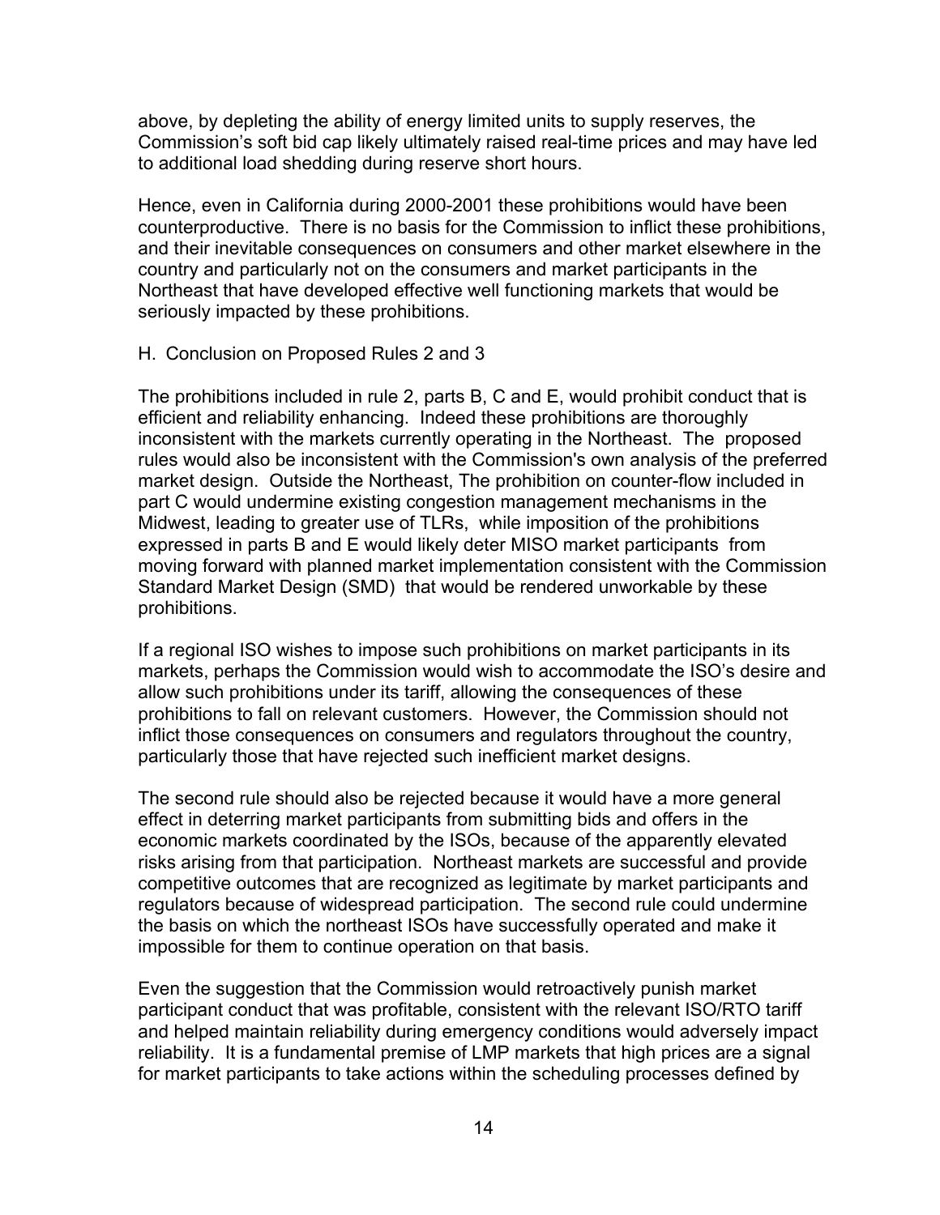above, by depleting the ability of energy limited units to supply reserves, the Commission's soft bid cap likely ultimately raised real-time prices and may have led to additional load shedding during reserve short hours.

Hence, even in California during 2000-2001 these prohibitions would have been counterproductive. There is no basis for the Commission to inflict these prohibitions, and their inevitable consequences on consumers and other market elsewhere in the country and particularly not on the consumers and market participants in the Northeast that have developed effective well functioning markets that would be seriously impacted by these prohibitions.

### H. Conclusion on Proposed Rules 2 and 3

The prohibitions included in rule 2, parts B, C and E, would prohibit conduct that is efficient and reliability enhancing. Indeed these prohibitions are thoroughly inconsistent with the markets currently operating in the Northeast. The proposed rules would also be inconsistent with the Commission's own analysis of the preferred market design. Outside the Northeast, The prohibition on counter-flow included in part C would undermine existing congestion management mechanisms in the Midwest, leading to greater use of TLRs, while imposition of the prohibitions expressed in parts B and E would likely deter MISO market participants from moving forward with planned market implementation consistent with the Commission Standard Market Design (SMD) that would be rendered unworkable by these prohibitions.

If a regional ISO wishes to impose such prohibitions on market participants in its markets, perhaps the Commission would wish to accommodate the ISO's desire and allow such prohibitions under its tariff, allowing the consequences of these prohibitions to fall on relevant customers. However, the Commission should not inflict those consequences on consumers and regulators throughout the country, particularly those that have rejected such inefficient market designs.

The second rule should also be rejected because it would have a more general effect in deterring market participants from submitting bids and offers in the economic markets coordinated by the ISOs, because of the apparently elevated risks arising from that participation. Northeast markets are successful and provide competitive outcomes that are recognized as legitimate by market participants and regulators because of widespread participation. The second rule could undermine the basis on which the northeast ISOs have successfully operated and make it impossible for them to continue operation on that basis.

Even the suggestion that the Commission would retroactively punish market participant conduct that was profitable, consistent with the relevant ISO/RTO tariff and helped maintain reliability during emergency conditions would adversely impact reliability. It is a fundamental premise of LMP markets that high prices are a signal for market participants to take actions within the scheduling processes defined by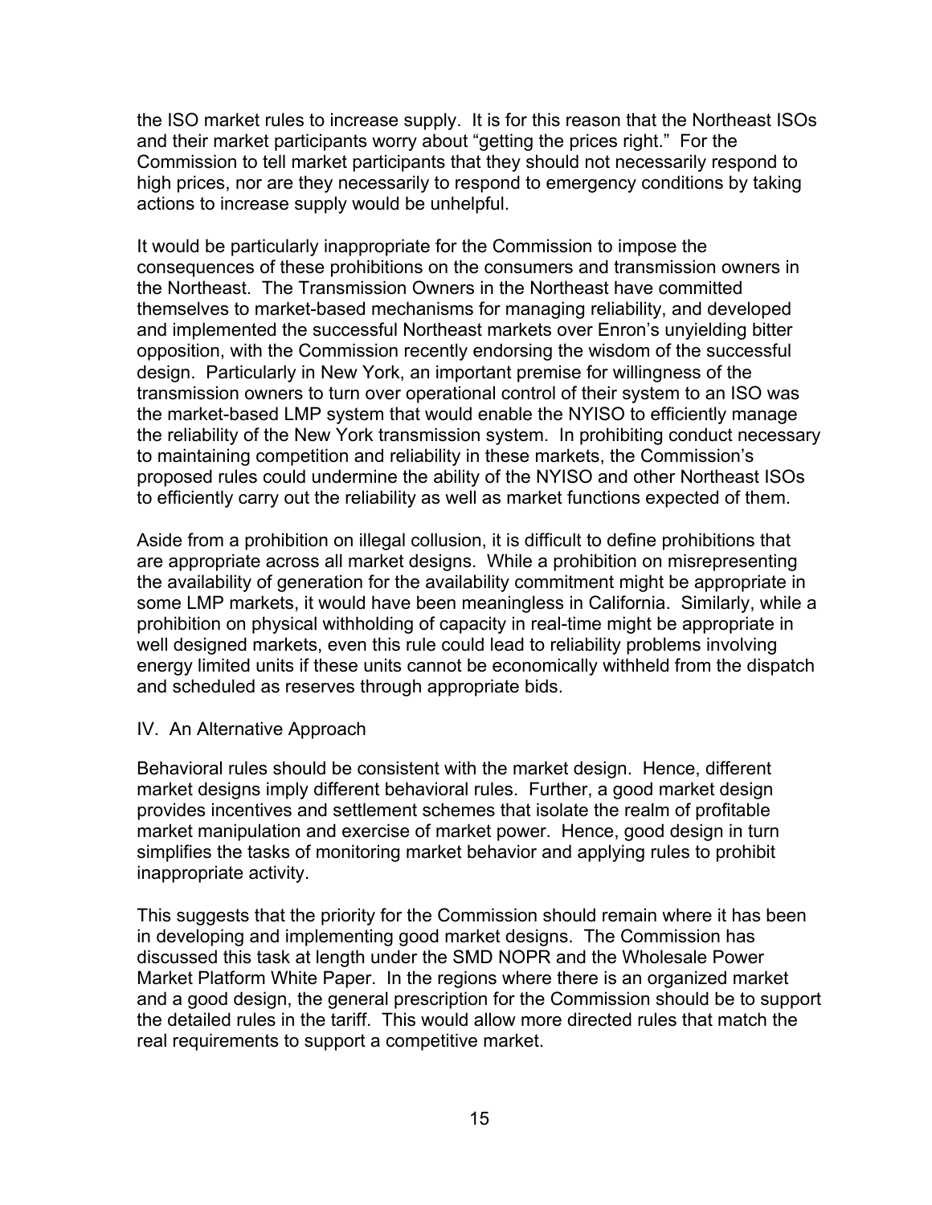the ISO market rules to increase supply. It is for this reason that the Northeast ISOs and their market participants worry about "getting the prices right." For the Commission to tell market participants that they should not necessarily respond to high prices, nor are they necessarily to respond to emergency conditions by taking actions to increase supply would be unhelpful.

It would be particularly inappropriate for the Commission to impose the consequences of these prohibitions on the consumers and transmission owners in the Northeast. The Transmission Owners in the Northeast have committed themselves to market-based mechanisms for managing reliability, and developed and implemented the successful Northeast markets over Enron's unyielding bitter opposition, with the Commission recently endorsing the wisdom of the successful design. Particularly in New York, an important premise for willingness of the transmission owners to turn over operational control of their system to an ISO was the market-based LMP system that would enable the NYISO to efficiently manage the reliability of the New York transmission system. In prohibiting conduct necessary to maintaining competition and reliability in these markets, the Commission's proposed rules could undermine the ability of the NYISO and other Northeast ISOs to efficiently carry out the reliability as well as market functions expected of them.

Aside from a prohibition on illegal collusion, it is difficult to define prohibitions that are appropriate across all market designs. While a prohibition on misrepresenting the availability of generation for the availability commitment might be appropriate in some LMP markets, it would have been meaningless in California. Similarly, while a prohibition on physical withholding of capacity in real-time might be appropriate in well designed markets, even this rule could lead to reliability problems involving energy limited units if these units cannot be economically withheld from the dispatch and scheduled as reserves through appropriate bids.

## IV. An Alternative Approach

Behavioral rules should be consistent with the market design. Hence, different market designs imply different behavioral rules. Further, a good market design provides incentives and settlement schemes that isolate the realm of profitable market manipulation and exercise of market power. Hence, good design in turn simplifies the tasks of monitoring market behavior and applying rules to prohibit inappropriate activity.

This suggests that the priority for the Commission should remain where it has been in developing and implementing good market designs. The Commission has discussed this task at length under the SMD NOPR and the Wholesale Power Market Platform White Paper. In the regions where there is an organized market and a good design, the general prescription for the Commission should be to support the detailed rules in the tariff. This would allow more directed rules that match the real requirements to support a competitive market.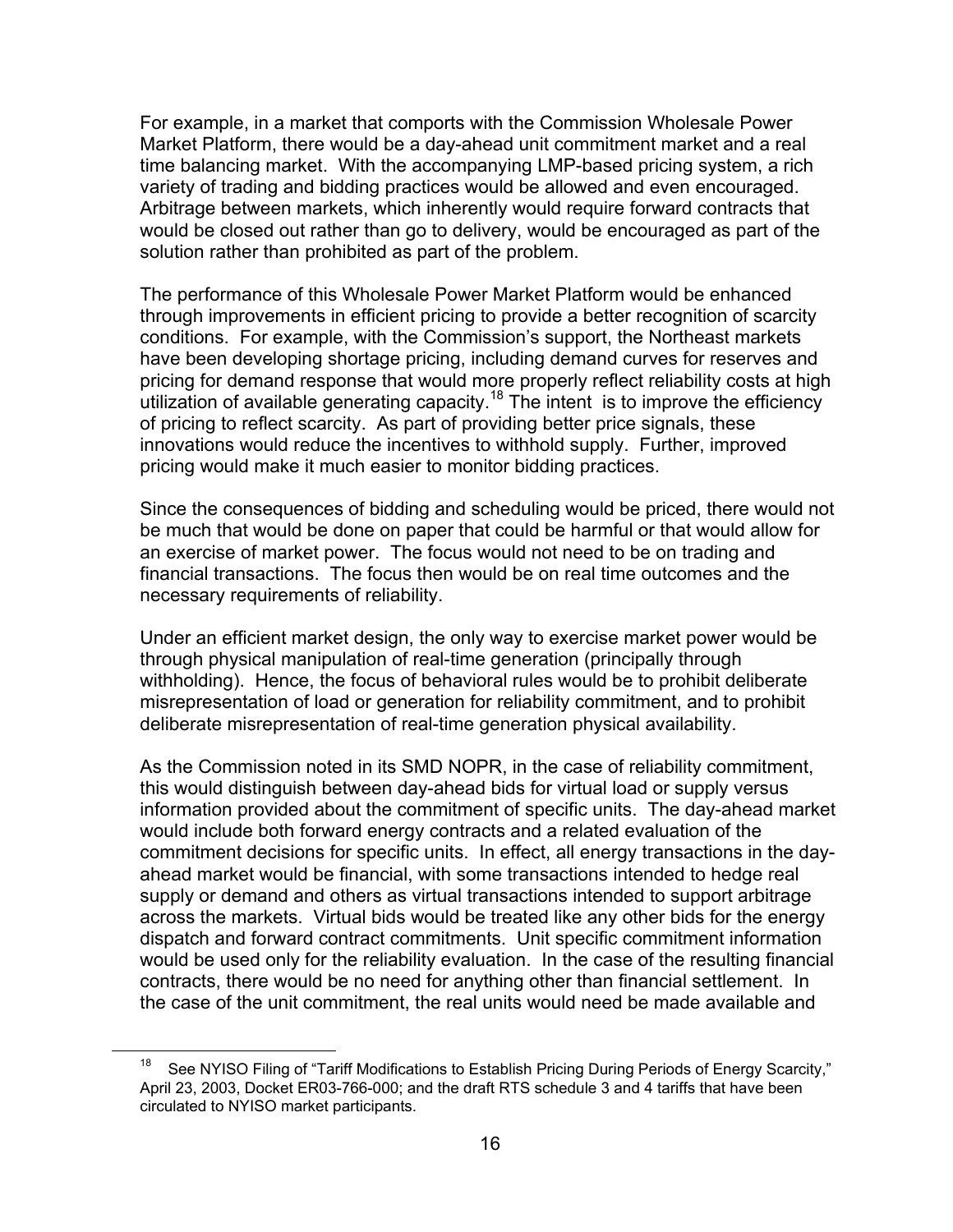For example, in a market that comports with the Commission Wholesale Power Market Platform, there would be a day-ahead unit commitment market and a real time balancing market. With the accompanying LMP-based pricing system, a rich variety of trading and bidding practices would be allowed and even encouraged. Arbitrage between markets, which inherently would require forward contracts that would be closed out rather than go to delivery, would be encouraged as part of the solution rather than prohibited as part of the problem.

The performance of this Wholesale Power Market Platform would be enhanced through improvements in efficient pricing to provide a better recognition of scarcity conditions. For example, with the Commission's support, the Northeast markets have been developing shortage pricing, including demand curves for reserves and pricing for demand response that would more properly reflect reliability costs at high utilization of available generating capacity.[18] The intent is to improve the efficiency of pricing to reflect scarcity. As part of providing better price signals, these innovations would reduce the incentives to withhold supply. Further, improved pricing would make it much easier to monitor bidding practices.

Since the consequences of bidding and scheduling would be priced, there would not be much that would be done on paper that could be harmful or that would allow for an exercise of market power. The focus would not need to be on trading and financial transactions. The focus then would be on real time outcomes and the necessary requirements of reliability.

Under an efficient market design, the only way to exercise market power would be through physical manipulation of real-time generation (principally through withholding). Hence, the focus of behavioral rules would be to prohibit deliberate misrepresentation of load or generation for reliability commitment, and to prohibit deliberate misrepresentation of real-time generation physical availability.

As the Commission noted in its SMD NOPR, in the case of reliability commitment, this would distinguish between day-ahead bids for virtual load or supply versus information provided about the commitment of specific units. The day-ahead market would include both forward energy contracts and a related evaluation of the commitment decisions for specific units. In effect, all energy transactions in the day-ahead market would be financial, with some transactions intended to hedge real supply or demand and others as virtual transactions intended to support arbitrage across the markets. Virtual bids would be treated like any other bids for the energy dispatch and forward contract commitments. Unit specific commitment information would be used only for the reliability evaluation. In the case of the resulting financial contracts, there would be no need for anything other than financial settlement. In the case of the unit commitment, the real units would need be made available and

---

[18] See NYISO Filing of "Tariff Modifications to Establish Pricing During Periods of Energy Scarcity," April 23, 2003, Docket ER03-766-000; and the draft RTS schedule 3 and 4 tariffs that have been circulated to NYISO market participants.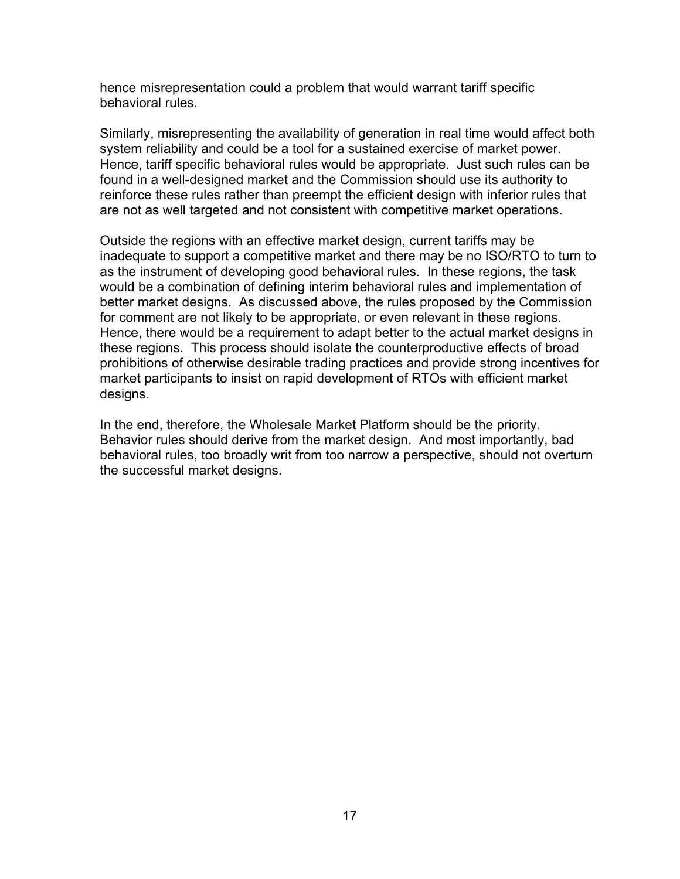hence misrepresentation could a problem that would warrant tariff specific behavioral rules.

Similarly, misrepresenting the availability of generation in real time would affect both system reliability and could be a tool for a sustained exercise of market power. Hence, tariff specific behavioral rules would be appropriate. Just such rules can be found in a well-designed market and the Commission should use its authority to reinforce these rules rather than preempt the efficient design with inferior rules that are not as well targeted and not consistent with competitive market operations.

Outside the regions with an effective market design, current tariffs may be inadequate to support a competitive market and there may be no ISO/RTO to turn to as the instrument of developing good behavioral rules. In these regions, the task would be a combination of defining interim behavioral rules and implementation of better market designs. As discussed above, the rules proposed by the Commission for comment are not likely to be appropriate, or even relevant in these regions. Hence, there would be a requirement to adapt better to the actual market designs in these regions. This process should isolate the counterproductive effects of broad prohibitions of otherwise desirable trading practices and provide strong incentives for market participants to insist on rapid development of RTOs with efficient market designs.

In the end, therefore, the Wholesale Market Platform should be the priority. Behavior rules should derive from the market design. And most importantly, bad behavioral rules, too broadly writ from too narrow a perspective, should not overturn the successful market designs.